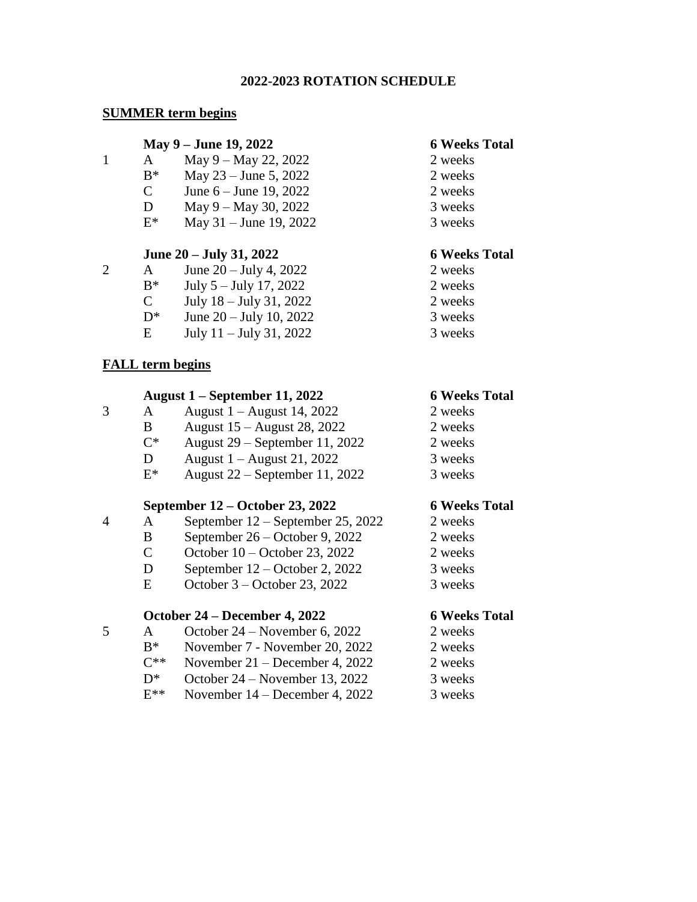# 2022-2023 ROTATION SCHEDULE

## SUMMER term begins

| | | **May 9 – June 19, 2022** | **6 Weeks Total** |
|---|---|---|---|
| 1 | A | May 9 – May 22, 2022 | 2 weeks |
| | B* | May 23 – June 5, 2022 | 2 weeks |
| | C | June 6 – June 19, 2022 | 2 weeks |
| | D | May 9 – May 30, 2022 | 3 weeks |
| | E* | May 31 – June 19, 2022 | 3 weeks |

| | | **June 20 – July 31, 2022** | **6 Weeks Total** |
|---|---|---|---|
| 2 | A | June 20 – July 4, 2022 | 2 weeks |
| | B* | July 5 – July 17, 2022 | 2 weeks |
| | C | July 18 – July 31, 2022 | 2 weeks |
| | D* | June 20 – July 10, 2022 | 3 weeks |
| | E | July 11 – July 31, 2022 | 3 weeks |

## FALL term begins

| | | **August 1 – September 11, 2022** | **6 Weeks Total** |
|---|---|---|---|
| 3 | A | August 1 – August 14, 2022 | 2 weeks |
| | B | August 15 – August 28, 2022 | 2 weeks |
| | C* | August 29 – September 11, 2022 | 2 weeks |
| | D | August 1 – August 21, 2022 | 3 weeks |
| | E* | August 22 – September 11, 2022 | 3 weeks |

| | | **September 12 – October 23, 2022** | **6 Weeks Total** |
|---|---|---|---|
| 4 | A | September 12 – September 25, 2022 | 2 weeks |
| | B | September 26 – October 9, 2022 | 2 weeks |
| | C | October 10 – October 23, 2022 | 2 weeks |
| | D | September 12 – October 2, 2022 | 3 weeks |
| | E | October 3 – October 23, 2022 | 3 weeks |

| | | **October 24 – December 4, 2022** | **6 Weeks Total** |
|---|---|---|---|
| 5 | A | October 24 – November 6, 2022 | 2 weeks |
| | B* | November 7 - November 20, 2022 | 2 weeks |
| | C** | November 21 – December 4, 2022 | 2 weeks |
| | D* | October 24 – November 13, 2022 | 3 weeks |
| | E** | November 14 – December 4, 2022 | 3 weeks |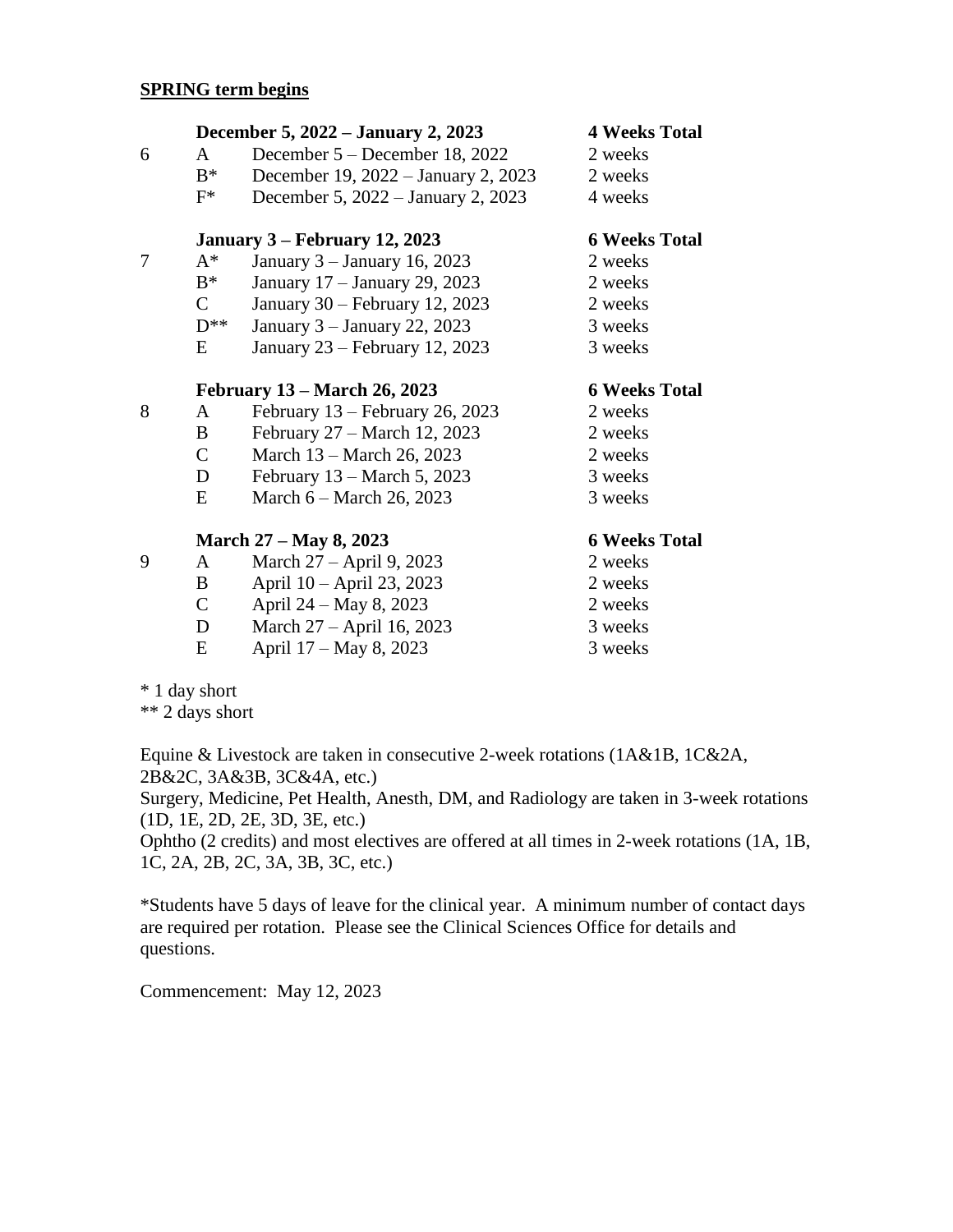**SPRING term begins**

| | | | |
|---|---|---|---|
| | **December 5, 2022 – January 2, 2023** | | **4 Weeks Total** |
| 6 | A | December 5 – December 18, 2022 | 2 weeks |
| | B* | December 19, 2022 – January 2, 2023 | 2 weeks |
| | F* | December 5, 2022 – January 2, 2023 | 4 weeks |
| | **January 3 – February 12, 2023** | | **6 Weeks Total** |
| 7 | A* | January 3 – January 16, 2023 | 2 weeks |
| | B* | January 17 – January 29, 2023 | 2 weeks |
| | C | January 30 – February 12, 2023 | 2 weeks |
| | D** | January 3 – January 22, 2023 | 3 weeks |
| | E | January 23 – February 12, 2023 | 3 weeks |
| | **February 13 – March 26, 2023** | | **6 Weeks Total** |
| 8 | A | February 13 – February 26, 2023 | 2 weeks |
| | B | February 27 – March 12, 2023 | 2 weeks |
| | C | March 13 – March 26, 2023 | 2 weeks |
| | D | February 13 – March 5, 2023 | 3 weeks |
| | E | March 6 – March 26, 2023 | 3 weeks |
| | **March 27 – May 8, 2023** | | **6 Weeks Total** |
| 9 | A | March 27 – April 9, 2023 | 2 weeks |
| | B | April 10 – April 23, 2023 | 2 weeks |
| | C | April 24 – May 8, 2023 | 2 weeks |
| | D | March 27 – April 16, 2023 | 3 weeks |
| | E | April 17 – May 8, 2023 | 3 weeks |

* 1 day short
** 2 days short

Equine & Livestock are taken in consecutive 2-week rotations (1A&1B, 1C&2A, 2B&2C, 3A&3B, 3C&4A, etc.)
Surgery, Medicine, Pet Health, Anesth, DM, and Radiology are taken in 3-week rotations (1D, 1E, 2D, 2E, 3D, 3E, etc.)
Ophtho (2 credits) and most electives are offered at all times in 2-week rotations (1A, 1B, 1C, 2A, 2B, 2C, 3A, 3B, 3C, etc.)

*Students have 5 days of leave for the clinical year. A minimum number of contact days are required per rotation. Please see the Clinical Sciences Office for details and questions.

Commencement: May 12, 2023